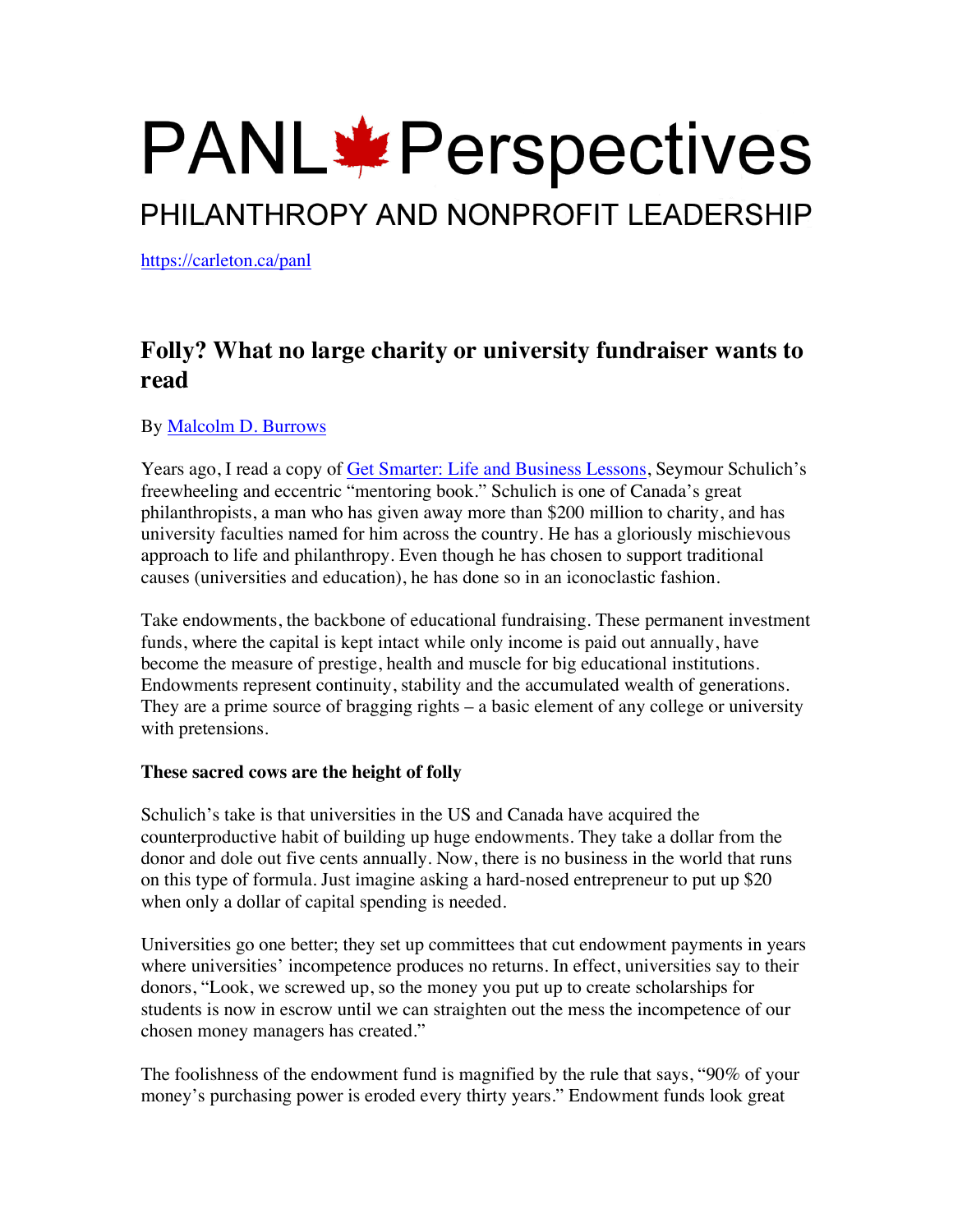# PANL Perspectives

## PHILANTHROPY AND NONPROFIT LEADERSHIP

https://carleton.ca/panl

## Folly? What no large charity or university fundraiser wants to read

By Malcolm D. Burrows

Years ago, I read a copy of Get Smarter: Life and Business Lessons, Seymour Schulich's freewheeling and eccentric "mentoring book." Schulich is one of Canada's great philanthropists, a man who has given away more than $200 million to charity, and has university faculties named for him across the country. He has a gloriously mischievous approach to life and philanthropy. Even though he has chosen to support traditional causes (universities and education), he has done so in an iconoclastic fashion.

Take endowments, the backbone of educational fundraising. These permanent investment funds, where the capital is kept intact while only income is paid out annually, have become the measure of prestige, health and muscle for big educational institutions. Endowments represent continuity, stability and the accumulated wealth of generations. They are a prime source of bragging rights – a basic element of any college or university with pretensions.

**These sacred cows are the height of folly**

Schulich's take is that universities in the US and Canada have acquired the counterproductive habit of building up huge endowments. They take a dollar from the donor and dole out five cents annually. Now, there is no business in the world that runs on this type of formula. Just imagine asking a hard-nosed entrepreneur to put up $20 when only a dollar of capital spending is needed.

Universities go one better; they set up committees that cut endowment payments in years where universities' incompetence produces no returns. In effect, universities say to their donors, "Look, we screwed up, so the money you put up to create scholarships for students is now in escrow until we can straighten out the mess the incompetence of our chosen money managers has created."

The foolishness of the endowment fund is magnified by the rule that says, "90% of your money's purchasing power is eroded every thirty years." Endowment funds look great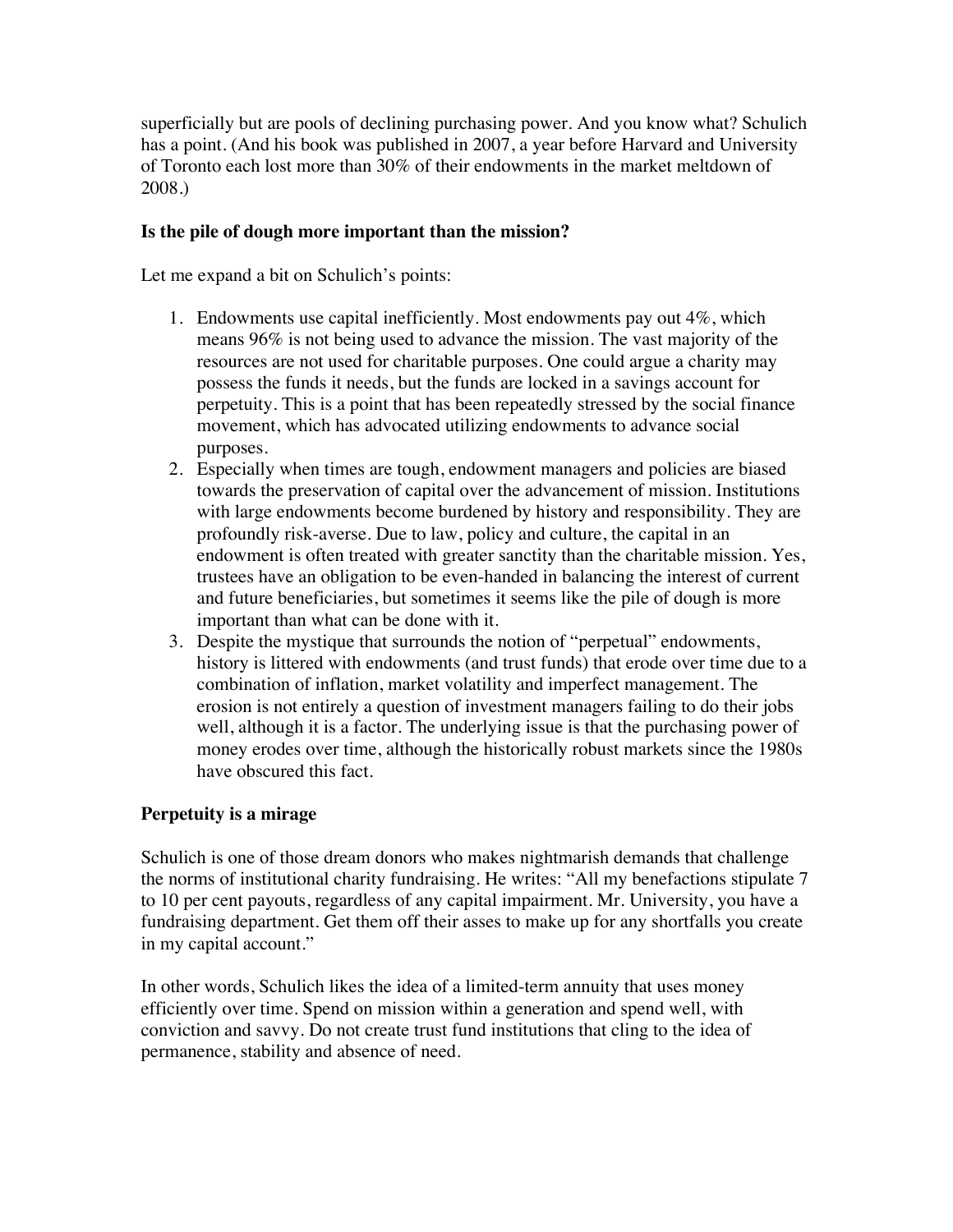superficially but are pools of declining purchasing power. And you know what? Schulich has a point. (And his book was published in 2007, a year before Harvard and University of Toronto each lost more than 30% of their endowments in the market meltdown of 2008.)

**Is the pile of dough more important than the mission?**

Let me expand a bit on Schulich's points:

1. Endowments use capital inefficiently. Most endowments pay out 4%, which means 96% is not being used to advance the mission. The vast majority of the resources are not used for charitable purposes. One could argue a charity may possess the funds it needs, but the funds are locked in a savings account for perpetuity. This is a point that has been repeatedly stressed by the social finance movement, which has advocated utilizing endowments to advance social purposes.
2. Especially when times are tough, endowment managers and policies are biased towards the preservation of capital over the advancement of mission. Institutions with large endowments become burdened by history and responsibility. They are profoundly risk-averse. Due to law, policy and culture, the capital in an endowment is often treated with greater sanctity than the charitable mission. Yes, trustees have an obligation to be even-handed in balancing the interest of current and future beneficiaries, but sometimes it seems like the pile of dough is more important than what can be done with it.
3. Despite the mystique that surrounds the notion of "perpetual" endowments, history is littered with endowments (and trust funds) that erode over time due to a combination of inflation, market volatility and imperfect management. The erosion is not entirely a question of investment managers failing to do their jobs well, although it is a factor. The underlying issue is that the purchasing power of money erodes over time, although the historically robust markets since the 1980s have obscured this fact.

**Perpetuity is a mirage**

Schulich is one of those dream donors who makes nightmarish demands that challenge the norms of institutional charity fundraising. He writes: "All my benefactions stipulate 7 to 10 per cent payouts, regardless of any capital impairment. Mr. University, you have a fundraising department. Get them off their asses to make up for any shortfalls you create in my capital account."

In other words, Schulich likes the idea of a limited-term annuity that uses money efficiently over time. Spend on mission within a generation and spend well, with conviction and savvy. Do not create trust fund institutions that cling to the idea of permanence, stability and absence of need.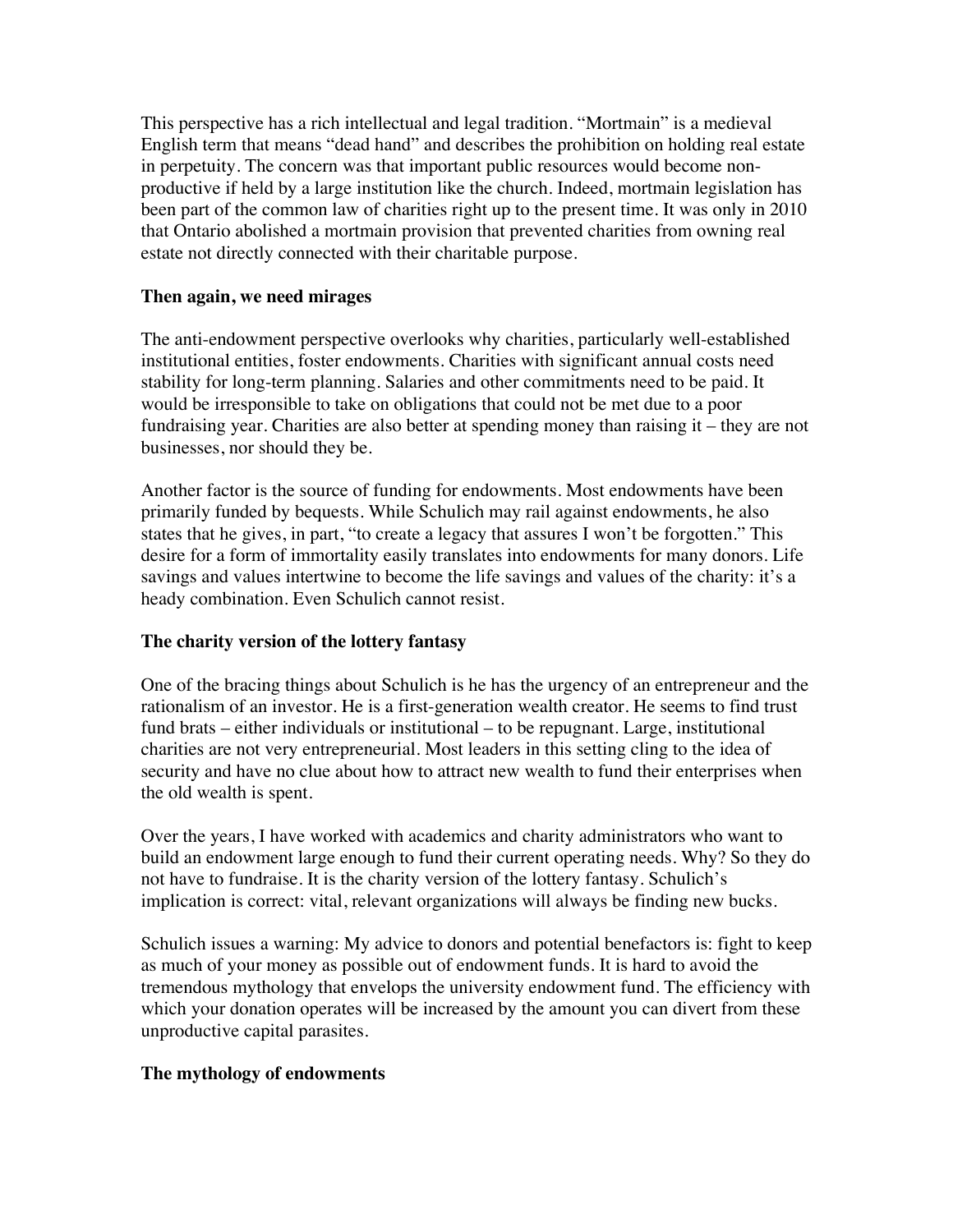This perspective has a rich intellectual and legal tradition. "Mortmain" is a medieval English term that means "dead hand" and describes the prohibition on holding real estate in perpetuity. The concern was that important public resources would become non-productive if held by a large institution like the church. Indeed, mortmain legislation has been part of the common law of charities right up to the present time. It was only in 2010 that Ontario abolished a mortmain provision that prevented charities from owning real estate not directly connected with their charitable purpose.

**Then again, we need mirages**

The anti-endowment perspective overlooks why charities, particularly well-established institutional entities, foster endowments. Charities with significant annual costs need stability for long-term planning. Salaries and other commitments need to be paid. It would be irresponsible to take on obligations that could not be met due to a poor fundraising year. Charities are also better at spending money than raising it – they are not businesses, nor should they be.

Another factor is the source of funding for endowments. Most endowments have been primarily funded by bequests. While Schulich may rail against endowments, he also states that he gives, in part, "to create a legacy that assures I won't be forgotten." This desire for a form of immortality easily translates into endowments for many donors. Life savings and values intertwine to become the life savings and values of the charity: it's a heady combination. Even Schulich cannot resist.

**The charity version of the lottery fantasy**

One of the bracing things about Schulich is he has the urgency of an entrepreneur and the rationalism of an investor. He is a first-generation wealth creator. He seems to find trust fund brats – either individuals or institutional – to be repugnant. Large, institutional charities are not very entrepreneurial. Most leaders in this setting cling to the idea of security and have no clue about how to attract new wealth to fund their enterprises when the old wealth is spent.

Over the years, I have worked with academics and charity administrators who want to build an endowment large enough to fund their current operating needs. Why? So they do not have to fundraise. It is the charity version of the lottery fantasy. Schulich's implication is correct: vital, relevant organizations will always be finding new bucks.

Schulich issues a warning: My advice to donors and potential benefactors is: fight to keep as much of your money as possible out of endowment funds. It is hard to avoid the tremendous mythology that envelops the university endowment fund. The efficiency with which your donation operates will be increased by the amount you can divert from these unproductive capital parasites.

**The mythology of endowments**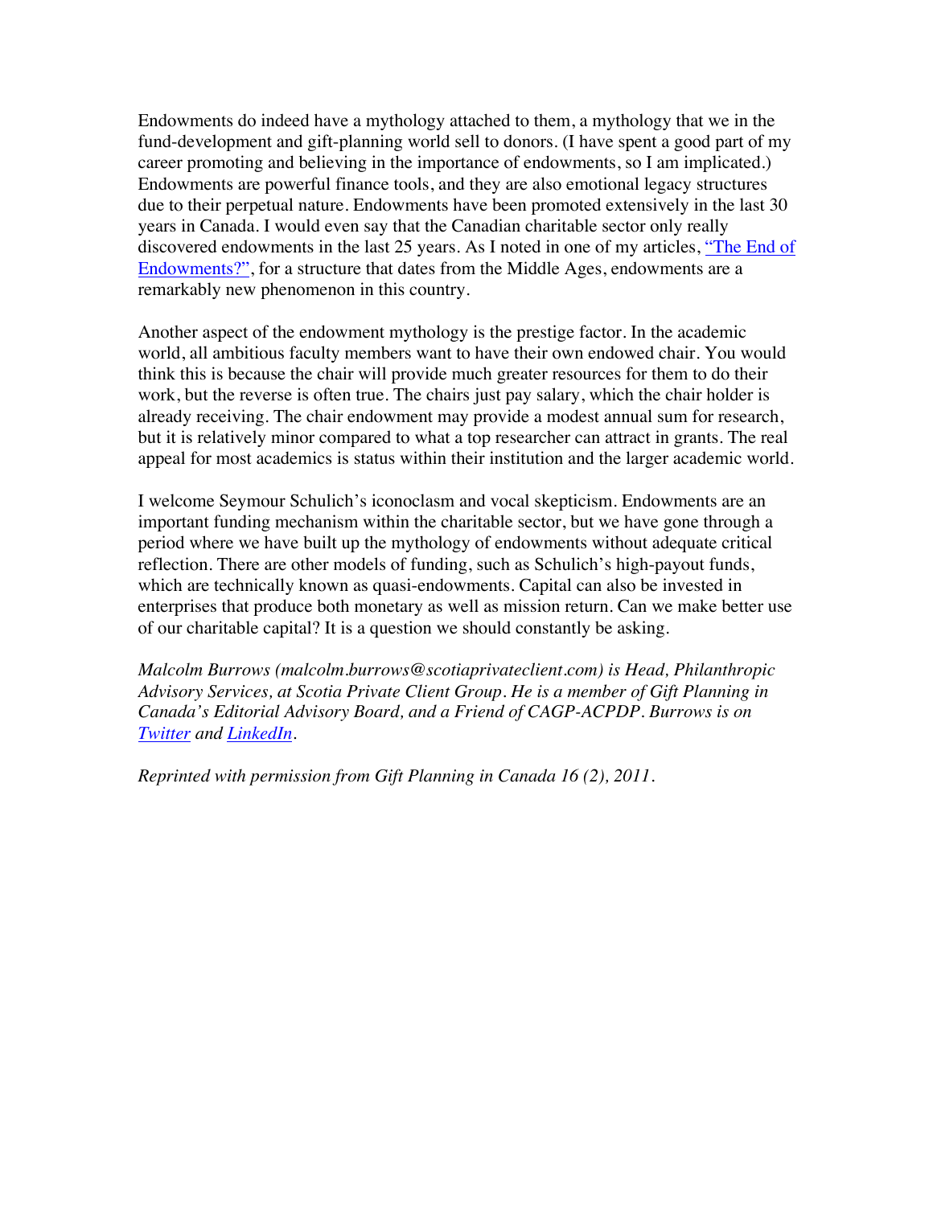Endowments do indeed have a mythology attached to them, a mythology that we in the fund-development and gift-planning world sell to donors. (I have spent a good part of my career promoting and believing in the importance of endowments, so I am implicated.) Endowments are powerful finance tools, and they are also emotional legacy structures due to their perpetual nature. Endowments have been promoted extensively in the last 30 years in Canada. I would even say that the Canadian charitable sector only really discovered endowments in the last 25 years. As I noted in one of my articles, [“The End of Endowments?”](), for a structure that dates from the Middle Ages, endowments are a remarkably new phenomenon in this country.

Another aspect of the endowment mythology is the prestige factor. In the academic world, all ambitious faculty members want to have their own endowed chair. You would think this is because the chair will provide much greater resources for them to do their work, but the reverse is often true. The chairs just pay salary, which the chair holder is already receiving. The chair endowment may provide a modest annual sum for research, but it is relatively minor compared to what a top researcher can attract in grants. The real appeal for most academics is status within their institution and the larger academic world.

I welcome Seymour Schulich’s iconoclasm and vocal skepticism. Endowments are an important funding mechanism within the charitable sector, but we have gone through a period where we have built up the mythology of endowments without adequate critical reflection. There are other models of funding, such as Schulich’s high-payout funds, which are technically known as quasi-endowments. Capital can also be invested in enterprises that produce both monetary as well as mission return. Can we make better use of our charitable capital? It is a question we should constantly be asking.

*Malcolm Burrows (malcolm.burrows@scotiaprivateclient.com) is Head, Philanthropic Advisory Services, at Scotia Private Client Group. He is a member of Gift Planning in Canada’s Editorial Advisory Board, and a Friend of CAGP-ACPDP. Burrows is on [Twitter]() and [LinkedIn]().*

*Reprinted with permission from Gift Planning in Canada 16 (2), 2011.*